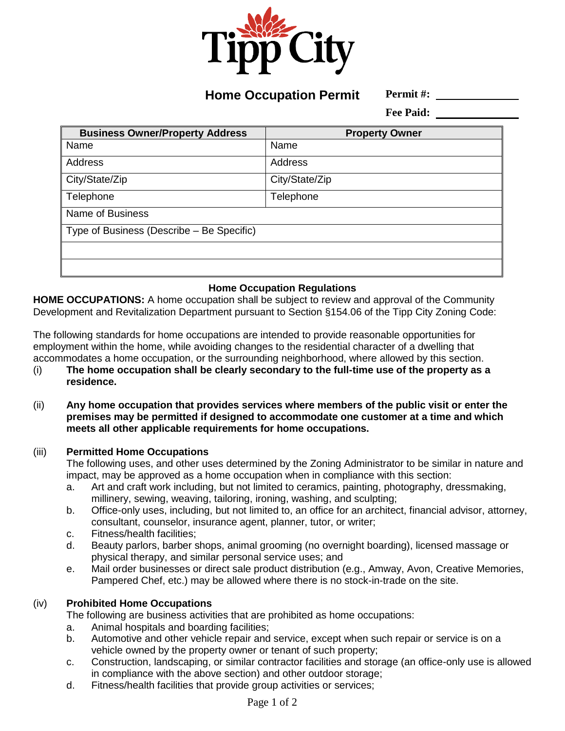# Tipp City

## Home Occupation Permit

**Permit #:** \_\_\_\_\_\_\_\_\_\_\_\_

**Fee Paid:** \_\_\_\_\_\_\_\_\_\_\_\_

| Business Owner/Property Address | Property Owner |
|---|---|
| Name | Name |
| Address | Address |
| City/State/Zip | City/State/Zip |
| Telephone | Telephone |
| Name of Business | |
| Type of Business (Describe – Be Specific) | |
| | |
| | |

### Home Occupation Regulations

**HOME OCCUPATIONS:** A home occupation shall be subject to review and approval of the Community Development and Revitalization Department pursuant to Section §154.06 of the Tipp City Zoning Code:

The following standards for home occupations are intended to provide reasonable opportunities for employment within the home, while avoiding changes to the residential character of a dwelling that accommodates a home occupation, or the surrounding neighborhood, where allowed by this section.

(i) **The home occupation shall be clearly secondary to the full-time use of the property as a residence.**

(ii) **Any home occupation that provides services where members of the public visit or enter the premises may be permitted if designed to accommodate one customer at a time and which meets all other applicable requirements for home occupations.**

(iii) **Permitted Home Occupations**

The following uses, and other uses determined by the Zoning Administrator to be similar in nature and impact, may be approved as a home occupation when in compliance with this section:

a. Art and craft work including, but not limited to ceramics, painting, photography, dressmaking, millinery, sewing, weaving, tailoring, ironing, washing, and sculpting;
b. Office-only uses, including, but not limited to, an office for an architect, financial advisor, attorney, consultant, counselor, insurance agent, planner, tutor, or writer;
c. Fitness/health facilities;
d. Beauty parlors, barber shops, animal grooming (no overnight boarding), licensed massage or physical therapy, and similar personal service uses; and
e. Mail order businesses or direct sale product distribution (e.g., Amway, Avon, Creative Memories, Pampered Chef, etc.) may be allowed where there is no stock-in-trade on the site.

(iv) **Prohibited Home Occupations**

The following are business activities that are prohibited as home occupations:

a. Animal hospitals and boarding facilities;
b. Automotive and other vehicle repair and service, except when such repair or service is on a vehicle owned by the property owner or tenant of such property;
c. Construction, landscaping, or similar contractor facilities and storage (an office-only use is allowed in compliance with the above section) and other outdoor storage;
d. Fitness/health facilities that provide group activities or services;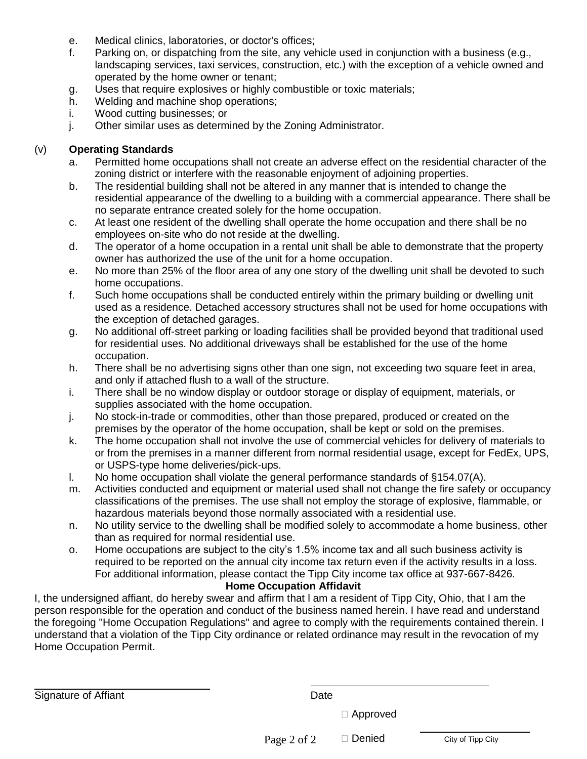e. Medical clinics, laboratories, or doctor's offices;
f. Parking on, or dispatching from the site, any vehicle used in conjunction with a business (e.g., landscaping services, taxi services, construction, etc.) with the exception of a vehicle owned and operated by the home owner or tenant;
g. Uses that require explosives or highly combustible or toxic materials;
h. Welding and machine shop operations;
i. Wood cutting businesses; or
j. Other similar uses as determined by the Zoning Administrator.

(v) **Operating Standards**

a. Permitted home occupations shall not create an adverse effect on the residential character of the zoning district or interfere with the reasonable enjoyment of adjoining properties.
b. The residential building shall not be altered in any manner that is intended to change the residential appearance of the dwelling to a building with a commercial appearance. There shall be no separate entrance created solely for the home occupation.
c. At least one resident of the dwelling shall operate the home occupation and there shall be no employees on-site who do not reside at the dwelling.
d. The operator of a home occupation in a rental unit shall be able to demonstrate that the property owner has authorized the use of the unit for a home occupation.
e. No more than 25% of the floor area of any one story of the dwelling unit shall be devoted to such home occupations.
f. Such home occupations shall be conducted entirely within the primary building or dwelling unit used as a residence. Detached accessory structures shall not be used for home occupations with the exception of detached garages.
g. No additional off-street parking or loading facilities shall be provided beyond that traditional used for residential uses. No additional driveways shall be established for the use of the home occupation.
h. There shall be no advertising signs other than one sign, not exceeding two square feet in area, and only if attached flush to a wall of the structure.
i. There shall be no window display or outdoor storage or display of equipment, materials, or supplies associated with the home occupation.
j. No stock-in-trade or commodities, other than those prepared, produced or created on the premises by the operator of the home occupation, shall be kept or sold on the premises.
k. The home occupation shall not involve the use of commercial vehicles for delivery of materials to or from the premises in a manner different from normal residential usage, except for FedEx, UPS, or USPS-type home deliveries/pick-ups.
l. No home occupation shall violate the general performance standards of §154.07(A).
m. Activities conducted and equipment or material used shall not change the fire safety or occupancy classifications of the premises. The use shall not employ the storage of explosive, flammable, or hazardous materials beyond those normally associated with a residential use.
n. No utility service to the dwelling shall be modified solely to accommodate a home business, other than as required for normal residential use.
o. Home occupations are subject to the city's 1.5% income tax and all such business activity is required to be reported on the annual city income tax return even if the activity results in a loss. For additional information, please contact the Tipp City income tax office at 937-667-8426.

**Home Occupation Affidavit**

I, the undersigned affiant, do hereby swear and affirm that I am a resident of Tipp City, Ohio, that I am the person responsible for the operation and conduct of the business named herein. I have read and understand the foregoing "Home Occupation Regulations" and agree to comply with the requirements contained therein. I understand that a violation of the Tipp City ordinance or related ordinance may result in the revocation of my Home Occupation Permit.

______________________________ ______________________________

Signature of Affiant Date

☐ Approved

☐ Denied ______________________________

City of Tipp City